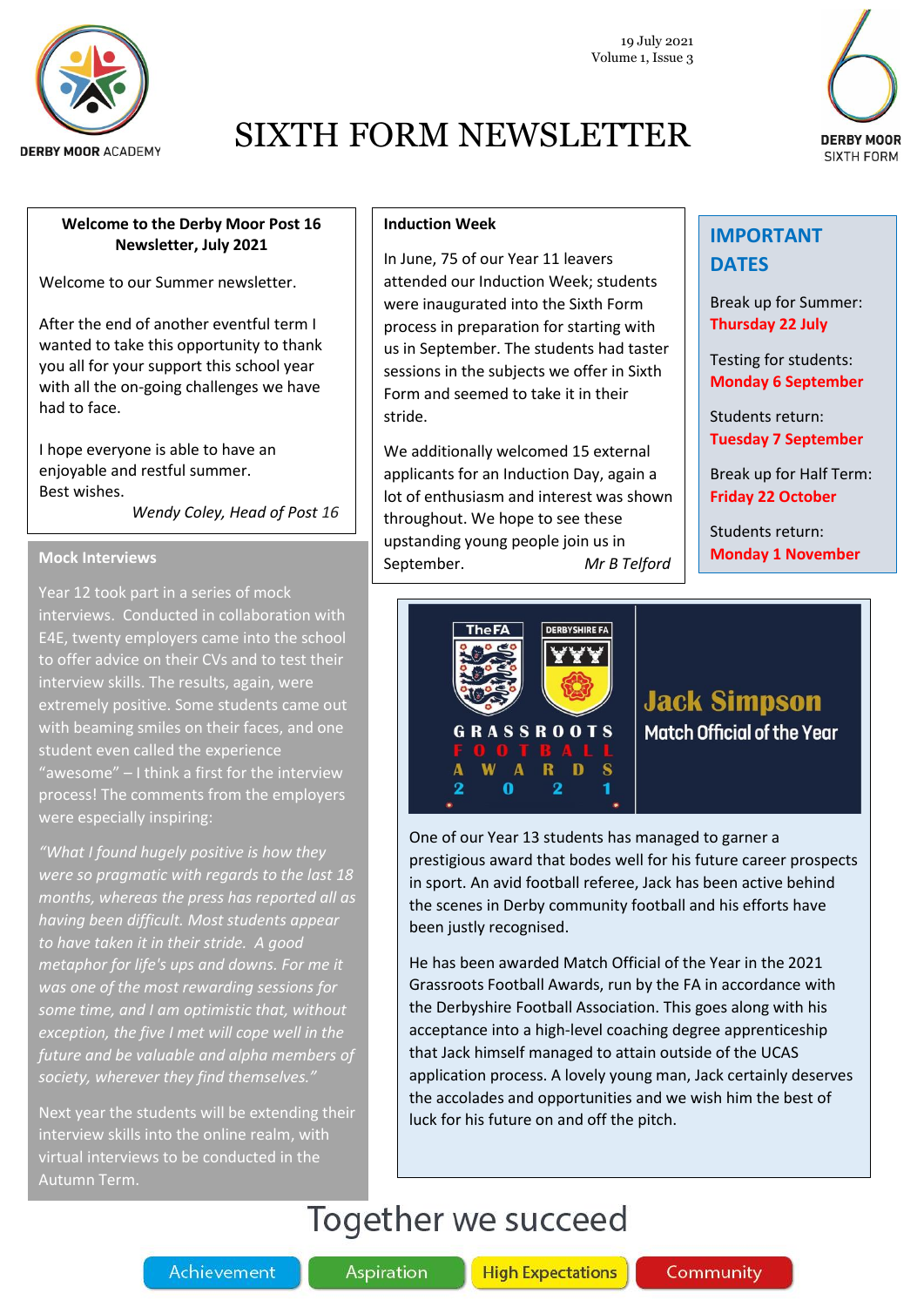DERBY MOOR ACADEMY

19 July 2021
Volume 1, Issue 3

# SIXTH FORM NEWSLETTER

DERBY MOOR SIXTH FORM

## Welcome to the Derby Moor Post 16 Newsletter, July 2021

Welcome to our Summer newsletter.

After the end of another eventful term I wanted to take this opportunity to thank you all for your support this school year with all the on-going challenges we have had to face.

I hope everyone is able to have an enjoyable and restful summer.
Best wishes.

*Wendy Coley, Head of Post 16*

## Mock Interviews

Year 12 took part in a series of mock interviews. Conducted in collaboration with E4E, twenty employers came into the school to offer advice on their CVs and to test their interview skills. The results, again, were extremely positive. Some students came out with beaming smiles on their faces, and one student even called the experience "awesome" – I think a first for the interview process! The comments from the employers were especially inspiring:

*"What I found hugely positive is how they were so pragmatic with regards to the last 18 months, whereas the press has reported all as having been difficult. Most students appear to have taken it in their stride. A good metaphor for life's ups and downs. For me it was one of the most rewarding sessions for some time, and I am optimistic that, without exception, the five I met will cope well in the future and be valuable and alpha members of society, wherever they find themselves."*

Next year the students will be extending their interview skills into the online realm, with virtual interviews to be conducted in the Autumn Term.

## Induction Week

In June, 75 of our Year 11 leavers attended our Induction Week; students were inaugurated into the Sixth Form process in preparation for starting with us in September. The students had taster sessions in the subjects we offer in Sixth Form and seemed to take it in their stride.

We additionally welcomed 15 external applicants for an Induction Day, again a lot of enthusiasm and interest was shown throughout. We hope to see these upstanding young people join us in September.

*Mr B Telford*

## IMPORTANT DATES

Break up for Summer:
**Thursday 22 July**

Testing for students:
**Monday 6 September**

Students return:
**Tuesday 7 September**

Break up for Half Term:
**Friday 22 October**

Students return:
**Monday 1 November**

## Jack Simpson

The FA | Derbyshire FA

GRASSROOTS FOOTBALL AWARDS 2021

**Jack Simpson**
**Match Official of the Year**

One of our Year 13 students has managed to garner a prestigious award that bodes well for his future career prospects in sport. An avid football referee, Jack has been active behind the scenes in Derby community football and his efforts have been justly recognised.

He has been awarded Match Official of the Year in the 2021 Grassroots Football Awards, run by the FA in accordance with the Derbyshire Football Association. This goes along with his acceptance into a high-level coaching degree apprenticeship that Jack himself managed to attain outside of the UCAS application process. A lovely young man, Jack certainly deserves the accolades and opportunities and we wish him the best of luck for his future on and off the pitch.

Together we succeed

Achievement | Aspiration | High Expectations | Community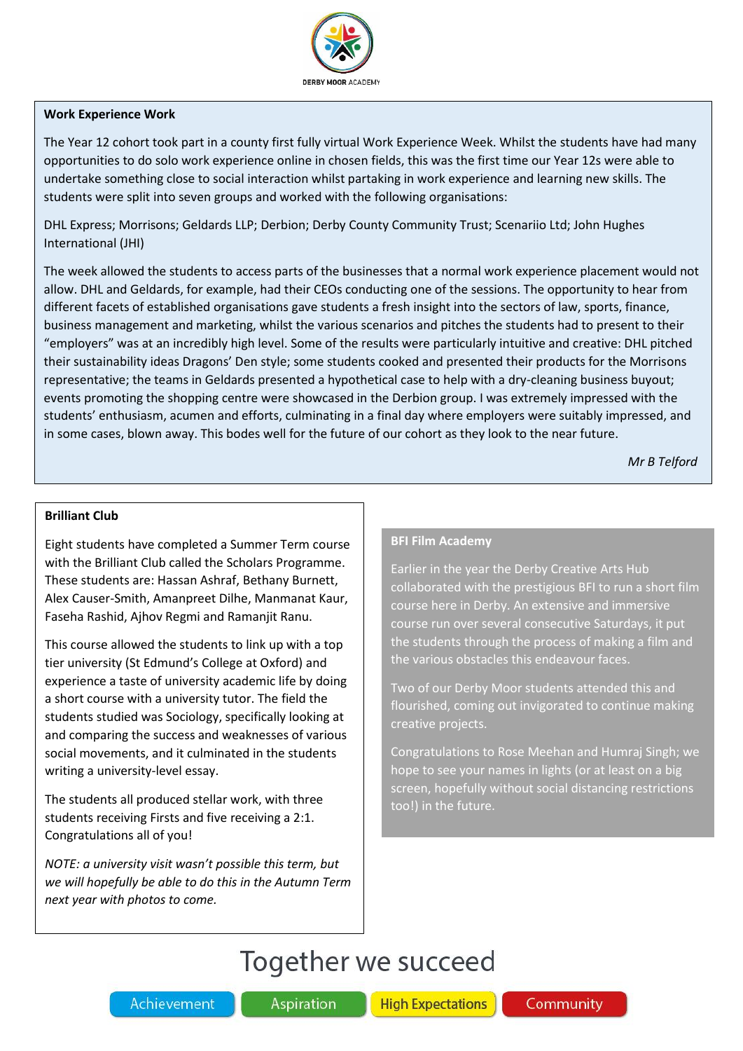DERBY MOOR ACADEMY

## Work Experience Work

The Year 12 cohort took part in a county first fully virtual Work Experience Week. Whilst the students have had many opportunities to do solo work experience online in chosen fields, this was the first time our Year 12s were able to undertake something close to social interaction whilst partaking in work experience and learning new skills. The students were split into seven groups and worked with the following organisations:

DHL Express; Morrisons; Geldards LLP; Derbion; Derby County Community Trust; Scenariio Ltd; John Hughes International (JHI)

The week allowed the students to access parts of the businesses that a normal work experience placement would not allow. DHL and Geldards, for example, had their CEOs conducting one of the sessions. The opportunity to hear from different facets of established organisations gave students a fresh insight into the sectors of law, sports, finance, business management and marketing, whilst the various scenarios and pitches the students had to present to their "employers" was at an incredibly high level. Some of the results were particularly intuitive and creative: DHL pitched their sustainability ideas Dragons' Den style; some students cooked and presented their products for the Morrisons representative; the teams in Geldards presented a hypothetical case to help with a dry-cleaning business buyout; events promoting the shopping centre were showcased in the Derbion group. I was extremely impressed with the students' enthusiasm, acumen and efforts, culminating in a final day where employers were suitably impressed, and in some cases, blown away. This bodes well for the future of our cohort as they look to the near future.

*Mr B Telford*

## Brilliant Club

Eight students have completed a Summer Term course with the Brilliant Club called the Scholars Programme. These students are: Hassan Ashraf, Bethany Burnett, Alex Causer-Smith, Amanpreet Dilhe, Manmanat Kaur, Faseha Rashid, Ajhov Regmi and Ramanjit Ranu.

This course allowed the students to link up with a top tier university (St Edmund's College at Oxford) and experience a taste of university academic life by doing a short course with a university tutor. The field the students studied was Sociology, specifically looking at and comparing the success and weaknesses of various social movements, and it culminated in the students writing a university-level essay.

The students all produced stellar work, with three students receiving Firsts and five receiving a 2:1. Congratulations all of you!

*NOTE: a university visit wasn't possible this term, but we will hopefully be able to do this in the Autumn Term next year with photos to come.*

## BFI Film Academy

Earlier in the year the Derby Creative Arts Hub collaborated with the prestigious BFI to run a short film course here in Derby. An extensive and immersive course run over several consecutive Saturdays, it put the students through the process of making a film and the various obstacles this endeavour faces.

Two of our Derby Moor students attended this and flourished, coming out invigorated to continue making creative projects.

Congratulations to Rose Meehan and Humraj Singh; we hope to see your names in lights (or at least on a big screen, hopefully without social distancing restrictions too!) in the future.

Together we succeed

Achievement | Aspiration | High Expectations | Community